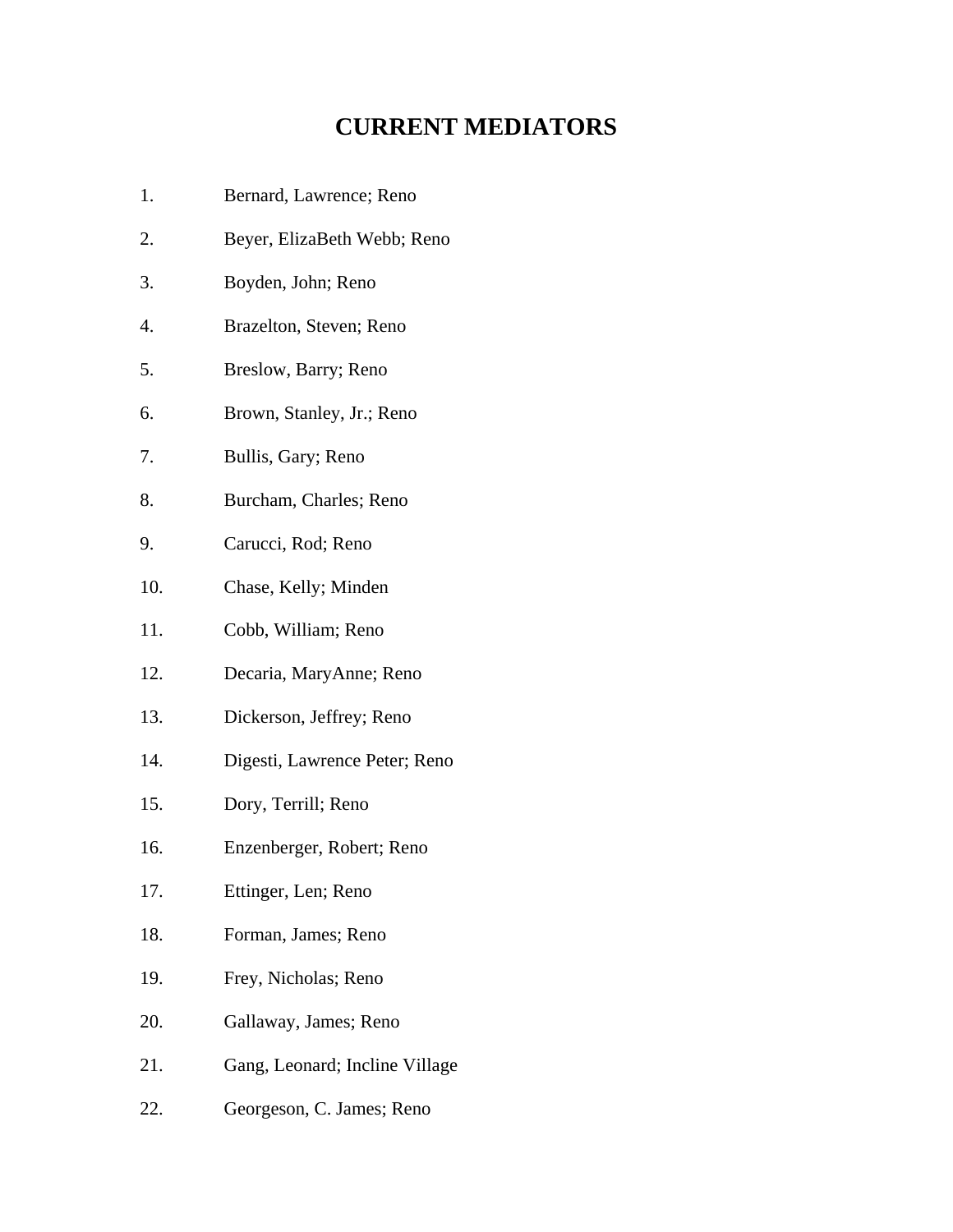# CURRENT MEDIATORS

1. Bernard, Lawrence; Reno
2. Beyer, ElizaBeth Webb; Reno
3. Boyden, John; Reno
4. Brazelton, Steven; Reno
5. Breslow, Barry; Reno
6. Brown, Stanley, Jr.; Reno
7. Bullis, Gary; Reno
8. Burcham, Charles; Reno
9. Carucci, Rod; Reno
10. Chase, Kelly; Minden
11. Cobb, William; Reno
12. Decaria, MaryAnne; Reno
13. Dickerson, Jeffrey; Reno
14. Digesti, Lawrence Peter; Reno
15. Dory, Terrill; Reno
16. Enzenberger, Robert; Reno
17. Ettinger, Len; Reno
18. Forman, James; Reno
19. Frey, Nicholas; Reno
20. Gallaway, James; Reno
21. Gang, Leonard; Incline Village
22. Georgeson, C. James; Reno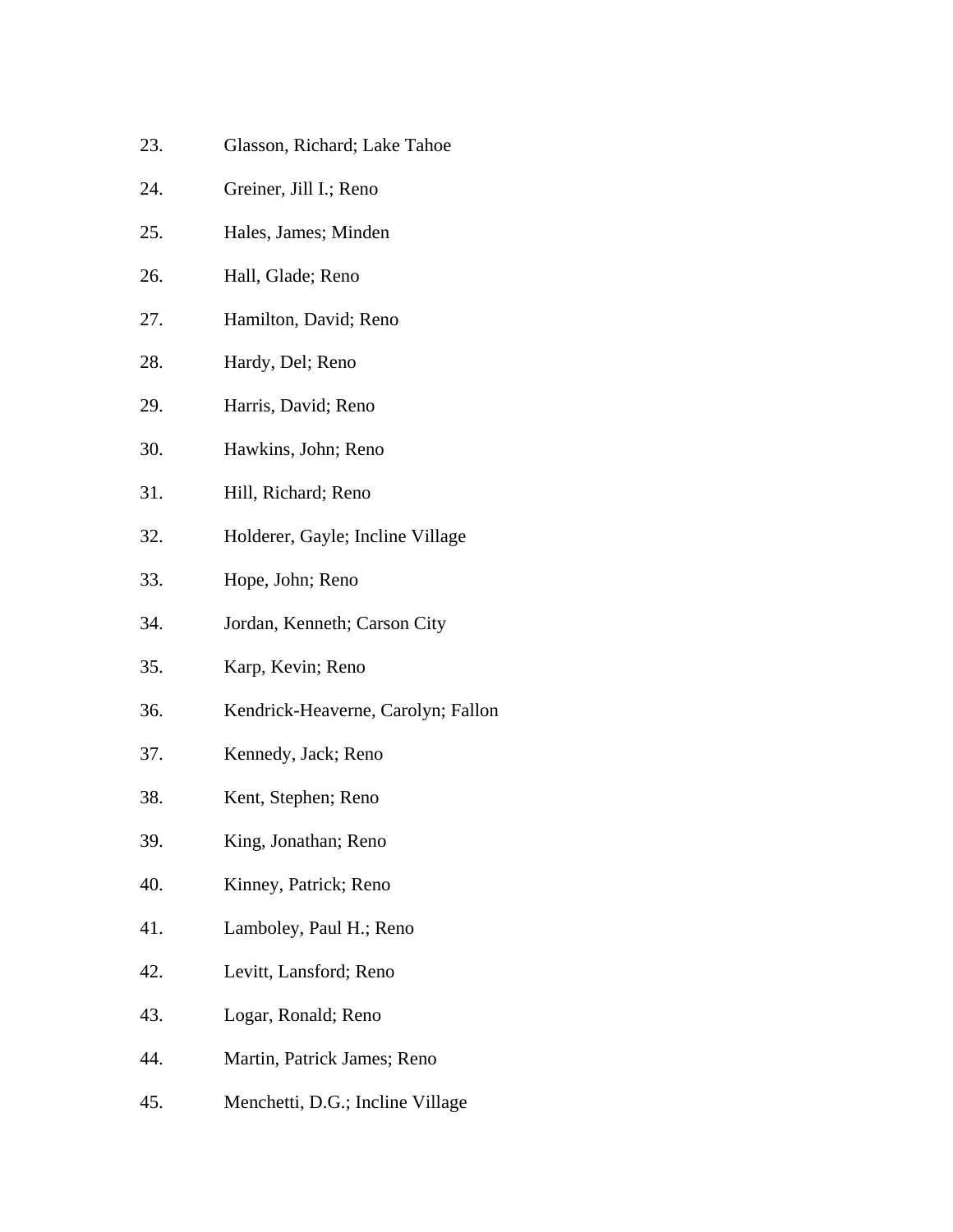23. Glasson, Richard; Lake Tahoe
24. Greiner, Jill I.; Reno
25. Hales, James; Minden
26. Hall, Glade; Reno
27. Hamilton, David; Reno
28. Hardy, Del; Reno
29. Harris, David; Reno
30. Hawkins, John; Reno
31. Hill, Richard; Reno
32. Holderer, Gayle; Incline Village
33. Hope, John; Reno
34. Jordan, Kenneth; Carson City
35. Karp, Kevin; Reno
36. Kendrick-Heaverne, Carolyn; Fallon
37. Kennedy, Jack; Reno
38. Kent, Stephen; Reno
39. King, Jonathan; Reno
40. Kinney, Patrick; Reno
41. Lamboley, Paul H.; Reno
42. Levitt, Lansford; Reno
43. Logar, Ronald; Reno
44. Martin, Patrick James; Reno
45. Menchetti, D.G.; Incline Village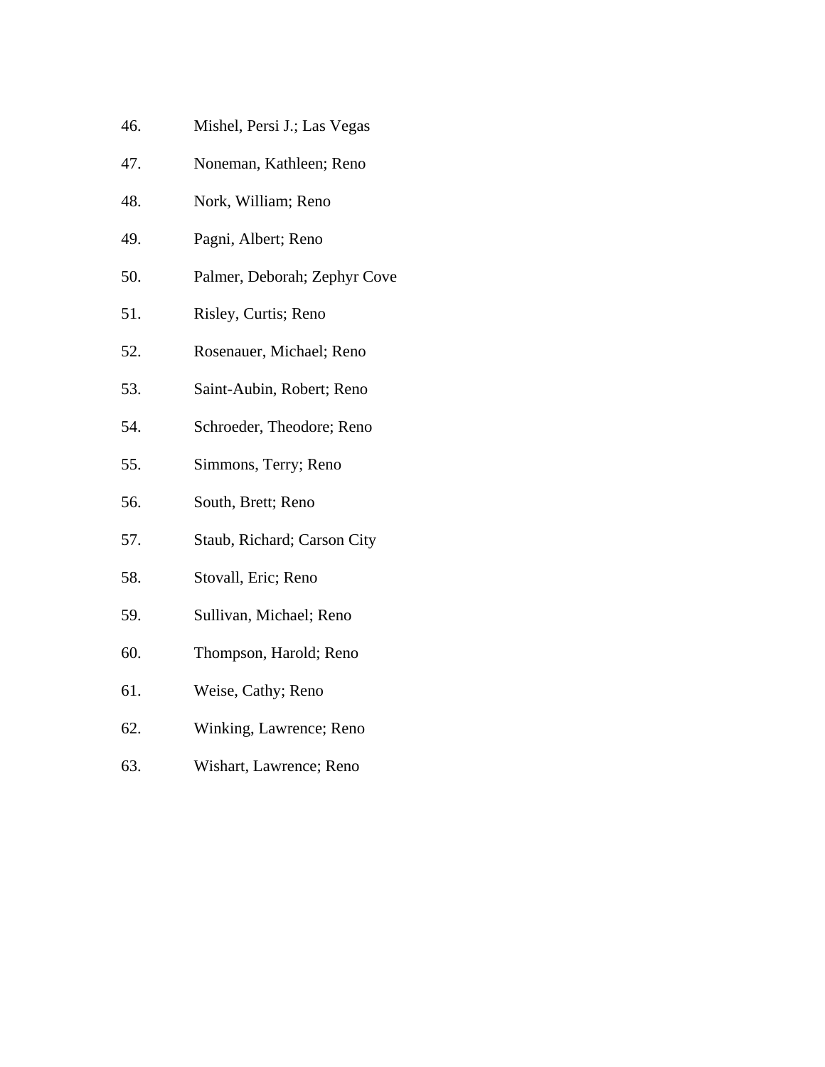46. Mishel, Persi J.; Las Vegas
47. Noneman, Kathleen; Reno
48. Nork, William; Reno
49. Pagni, Albert; Reno
50. Palmer, Deborah; Zephyr Cove
51. Risley, Curtis; Reno
52. Rosenauer, Michael; Reno
53. Saint-Aubin, Robert; Reno
54. Schroeder, Theodore; Reno
55. Simmons, Terry; Reno
56. South, Brett; Reno
57. Staub, Richard; Carson City
58. Stovall, Eric; Reno
59. Sullivan, Michael; Reno
60. Thompson, Harold; Reno
61. Weise, Cathy; Reno
62. Winking, Lawrence; Reno
63. Wishart, Lawrence; Reno